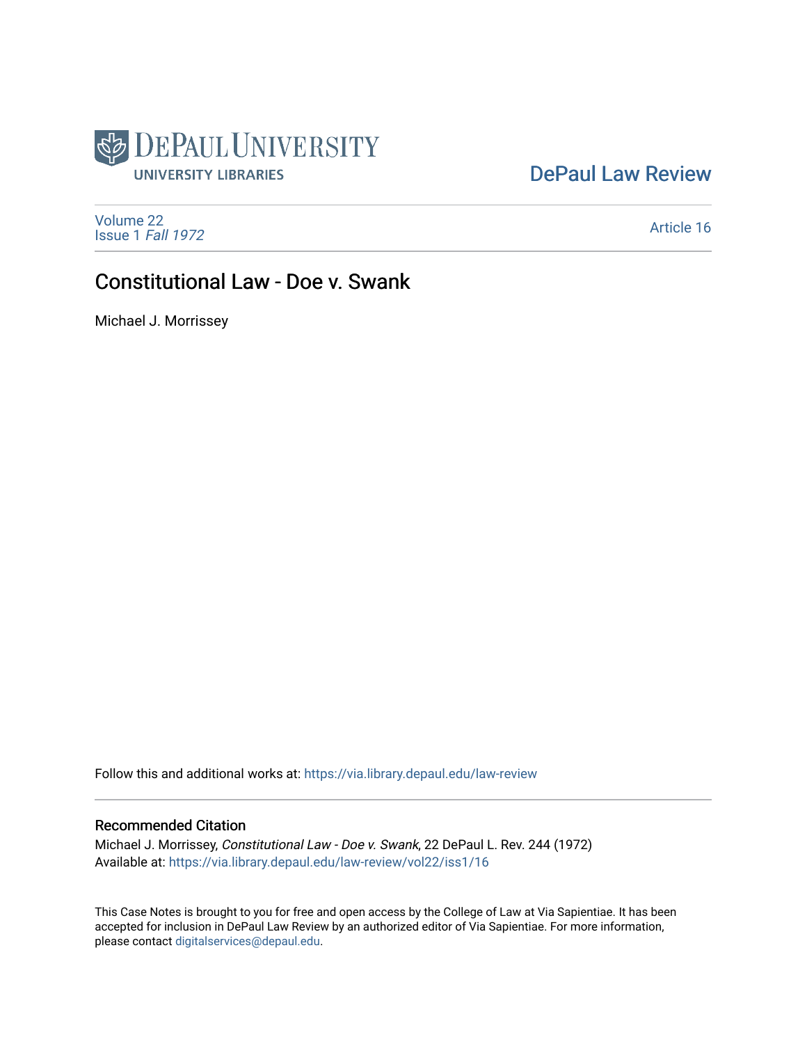DePaul University — University Libraries

DePaul Law Review

Volume 22
Issue 1 *Fall 1972*

Article 16

# Constitutional Law - Doe v. Swank

Michael J. Morrissey

Follow this and additional works at: https://via.library.depaul.edu/law-review

## Recommended Citation

Michael J. Morrissey, *Constitutional Law - Doe v. Swank*, 22 DePaul L. Rev. 244 (1972)
Available at: https://via.library.depaul.edu/law-review/vol22/iss1/16

This Case Notes is brought to you for free and open access by the College of Law at Via Sapientiae. It has been accepted for inclusion in DePaul Law Review by an authorized editor of Via Sapientiae. For more information, please contact digitalservices@depaul.edu.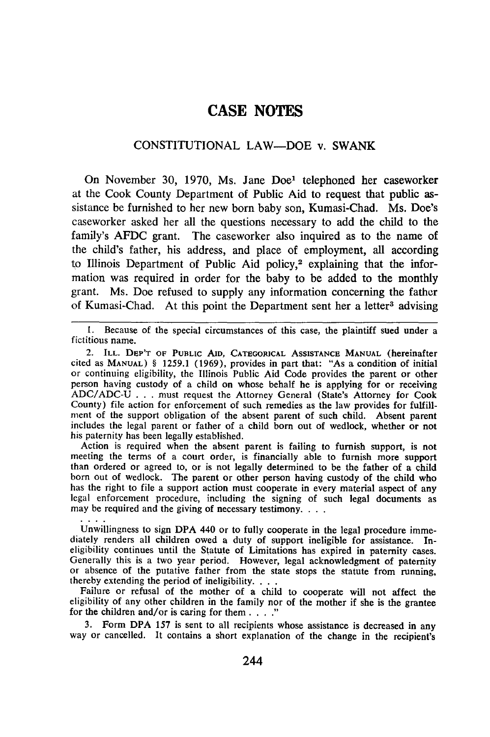# CASE NOTES

## CONSTITUTIONAL LAW—DOE v. SWANK

On November 30, 1970, Ms. Jane Doe[1] telephoned her caseworker at the Cook County Department of Public Aid to request that public assistance be furnished to her new born baby son, Kumasi-Chad. Ms. Doe's caseworker asked her all the questions necessary to add the child to the family's AFDC grant. The caseworker also inquired as to the name of the child's father, his address, and place of employment, all according to Illinois Department of Public Aid policy,[2] explaining that the information was required in order for the baby to be added to the monthly grant. Ms. Doe refused to supply any information concerning the father of Kumasi-Chad. At this point the Department sent her a letter[3] advising

---

1. Because of the special circumstances of this case, the plaintiff sued under a fictitious name.

2. ILL. DEP'T OF PUBLIC AID, CATEGORICAL ASSISTANCE MANUAL (hereinafter cited as MANUAL) § 1259.1 (1969), provides in part that: "As a condition of initial or continuing eligibility, the Illinois Public Aid Code provides the parent or other person having custody of a child on whose behalf he is applying for or receiving ADC/ADC-U . . . must request the Attorney General (State's Attorney for Cook County) file action for enforcement of such remedies as the law provides for fulfillment of the support obligation of the absent parent of such child. Absent parent includes the legal parent or father of a child born out of wedlock, whether or not his paternity has been legally established.

Action is required when the absent parent is failing to furnish support, is not meeting the terms of a court order, is financially able to furnish more support than ordered or agreed to, or is not legally determined to be the father of a child born out of wedlock. The parent or other person having custody of the child who has the right to file a support action must cooperate in every material aspect of any legal enforcement procedure, including the signing of such legal documents as may be required and the giving of necessary testimony. . . .

. . . .

Unwillingness to sign DPA 440 or to fully cooperate in the legal procedure immediately renders all children owed a duty of support ineligible for assistance. Ineligibility continues until the Statute of Limitations has expired in paternity cases. Generally this is a two year period. However, legal acknowledgment of paternity or absence of the putative father from the state stops the statute from running, thereby extending the period of ineligibility. . . .

Failure or refusal of the mother of a child to cooperate will not affect the eligibility of any other children in the family nor of the mother if she is the grantee for the children and/or is caring for them . . . ."

3. Form DPA 157 is sent to all recipients whose assistance is decreased in any way or cancelled. It contains a short explanation of the change in the recipient's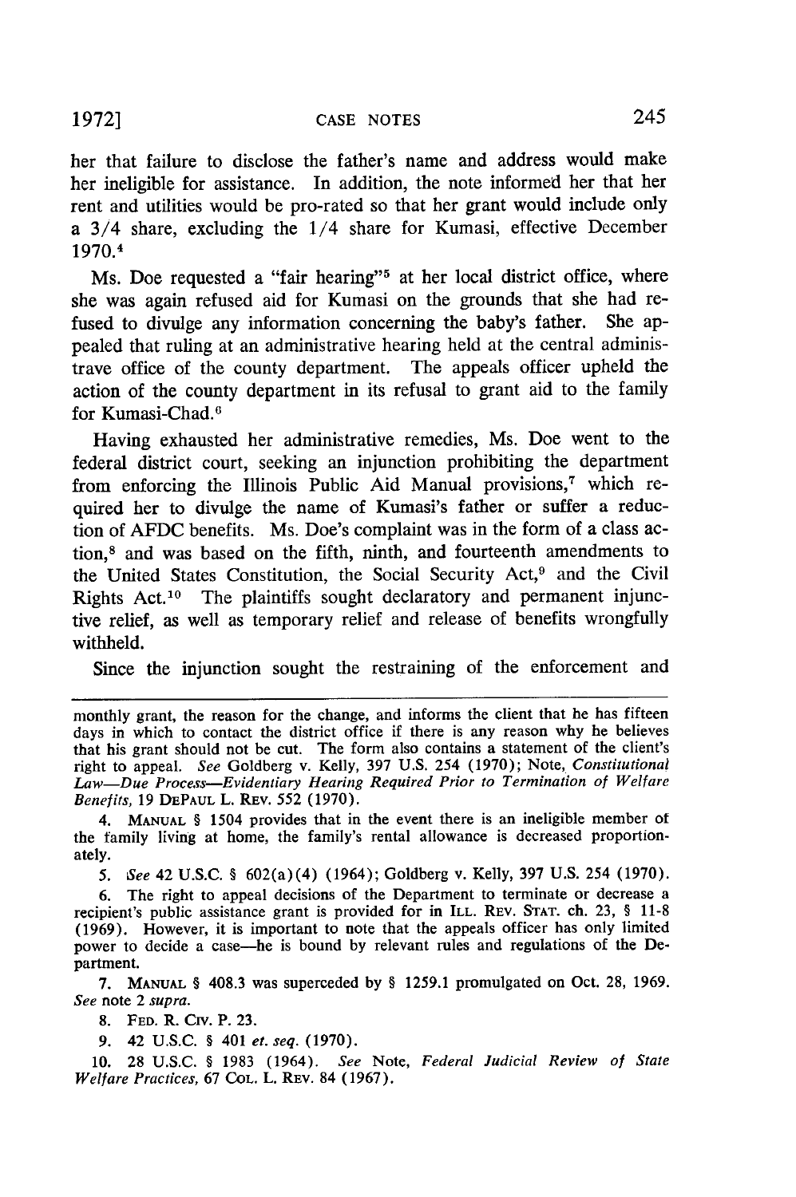her that failure to disclose the father's name and address would make her ineligible for assistance. In addition, the note informed her that her rent and utilities would be pro-rated so that her grant would include only a 3/4 share, excluding the 1/4 share for Kumasi, effective December 1970.[4]

Ms. Doe requested a "fair hearing"[5] at her local district office, where she was again refused aid for Kumasi on the grounds that she had refused to divulge any information concerning the baby's father. She appealed that ruling at an administrative hearing held at the central administrave office of the county department. The appeals officer upheld the action of the county department in its refusal to grant aid to the family for Kumasi-Chad.[6]

Having exhausted her administrative remedies, Ms. Doe went to the federal district court, seeking an injunction prohibiting the department from enforcing the Illinois Public Aid Manual provisions,[7] which required her to divulge the name of Kumasi's father or suffer a reduction of AFDC benefits. Ms. Doe's complaint was in the form of a class action,[8] and was based on the fifth, ninth, and fourteenth amendments to the United States Constitution, the Social Security Act,[9] and the Civil Rights Act.[10] The plaintiffs sought declaratory and permanent injunctive relief, as well as temporary relief and release of benefits wrongfully withheld.

Since the injunction sought the restraining of the enforcement and

---

monthly grant, the reason for the change, and informs the client that he has fifteen days in which to contact the district office if there is any reason why he believes that his grant should not be cut. The form also contains a statement of the client's right to appeal. *See* Goldberg v. Kelly, 397 U.S. 254 (1970); Note, *Constitutional Law—Due Process—Evidentiary Hearing Required Prior to Termination of Welfare Benefits*, 19 DEPAUL L. REV. 552 (1970).

4. MANUAL § 1504 provides that in the event there is an ineligible member of the family living at home, the family's rental allowance is decreased proportionately.

5. *See* 42 U.S.C. § 602(a)(4) (1964); Goldberg v. Kelly, 397 U.S. 254 (1970).

6. The right to appeal decisions of the Department to terminate or decrease a recipient's public assistance grant is provided for in ILL. REV. STAT. ch. 23, § 11-8 (1969). However, it is important to note that the appeals officer has only limited power to decide a case—he is bound by relevant rules and regulations of the Department.

7. MANUAL § 408.3 was superceded by § 1259.1 promulgated on Oct. 28, 1969. *See* note 2 *supra*.

8. FED. R. CIV. P. 23.

9. 42 U.S.C. § 401 *et. seq.* (1970).

10. 28 U.S.C. § 1983 (1964). *See* Note, *Federal Judicial Review of State Welfare Practices*, 67 COL. L. REV. 84 (1967).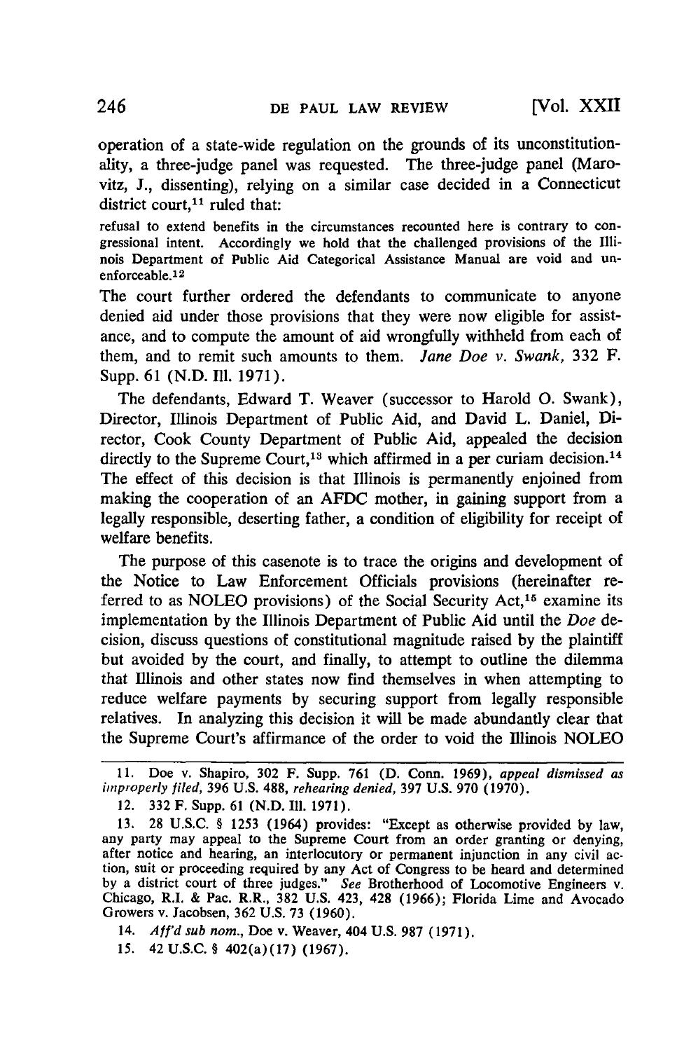operation of a state-wide regulation on the grounds of its unconstitutionality, a three-judge panel was requested. The three-judge panel (Marovitz, J., dissenting), relying on a similar case decided in a Connecticut district court,[11] ruled that:

> refusal to extend benefits in the circumstances recounted here is contrary to congressional intent. Accordingly we hold that the challenged provisions of the Illinois Department of Public Aid Categorical Assistance Manual are void and unenforceable.[12]

The court further ordered the defendants to communicate to anyone denied aid under those provisions that they were now eligible for assistance, and to compute the amount of aid wrongfully withheld from each of them, and to remit such amounts to them. *Jane Doe v. Swank*, 332 F. Supp. 61 (N.D. Ill. 1971).

The defendants, Edward T. Weaver (successor to Harold O. Swank), Director, Illinois Department of Public Aid, and David L. Daniel, Director, Cook County Department of Public Aid, appealed the decision directly to the Supreme Court,[13] which affirmed in a per curiam decision.[14] The effect of this decision is that Illinois is permanently enjoined from making the cooperation of an AFDC mother, in gaining support from a legally responsible, deserting father, a condition of eligibility for receipt of welfare benefits.

The purpose of this casenote is to trace the origins and development of the Notice to Law Enforcement Officials provisions (hereinafter referred to as NOLEO provisions) of the Social Security Act,[15] examine its implementation by the Illinois Department of Public Aid until the *Doe* decision, discuss questions of constitutional magnitude raised by the plaintiff but avoided by the court, and finally, to attempt to outline the dilemma that Illinois and other states now find themselves in when attempting to reduce welfare payments by securing support from legally responsible relatives. In analyzing this decision it will be made abundantly clear that the Supreme Court's affirmance of the order to void the Illinois NOLEO

---

11. Doe v. Shapiro, 302 F. Supp. 761 (D. Conn. 1969), *appeal dismissed as improperly filed*, 396 U.S. 488, *rehearing denied*, 397 U.S. 970 (1970).

12. 332 F. Supp. 61 (N.D. Ill. 1971).

13. 28 U.S.C. § 1253 (1964) provides: "Except as otherwise provided by law, any party may appeal to the Supreme Court from an order granting or denying, after notice and hearing, an interlocutory or permanent injunction in any civil action, suit or proceeding required by any Act of Congress to be heard and determined by a district court of three judges." *See* Brotherhood of Locomotive Engineers v. Chicago, R.I. & Pac. R.R., 382 U.S. 423, 428 (1966); Florida Lime and Avocado Growers v. Jacobsen, 362 U.S. 73 (1960).

14. *Aff'd sub nom.*, Doe v. Weaver, 404 U.S. 987 (1971).

15. 42 U.S.C. § 402(a)(17) (1967).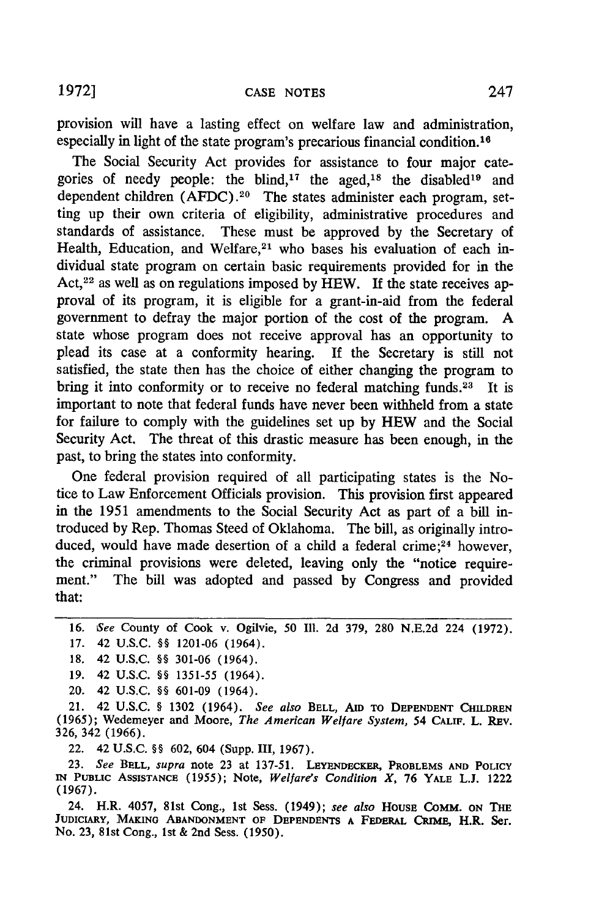provision will have a lasting effect on welfare law and administration, especially in light of the state program's precarious financial condition.[16]

The Social Security Act provides for assistance to four major categories of needy people: the blind,[17] the aged,[18] the disabled[19] and dependent children (AFDC).[20] The states administer each program, setting up their own criteria of eligibility, administrative procedures and standards of assistance. These must be approved by the Secretary of Health, Education, and Welfare,[21] who bases his evaluation of each individual state program on certain basic requirements provided for in the Act,[22] as well as on regulations imposed by HEW. If the state receives approval of its program, it is eligible for a grant-in-aid from the federal government to defray the major portion of the cost of the program. A state whose program does not receive approval has an opportunity to plead its case at a conformity hearing. If the Secretary is still not satisfied, the state then has the choice of either changing the program to bring it into conformity or to receive no federal matching funds.[23] It is important to note that federal funds have never been withheld from a state for failure to comply with the guidelines set up by HEW and the Social Security Act. The threat of this drastic measure has been enough, in the past, to bring the states into conformity.

One federal provision required of all participating states is the Notice to Law Enforcement Officials provision. This provision first appeared in the 1951 amendments to the Social Security Act as part of a bill introduced by Rep. Thomas Steed of Oklahoma. The bill, as originally introduced, would have made desertion of a child a federal crime;[24] however, the criminal provisions were deleted, leaving only the "notice requirement." The bill was adopted and passed by Congress and provided that:

---

16. *See* County of Cook v. Ogilvie, 50 Ill. 2d 379, 280 N.E.2d 224 (1972).

17. 42 U.S.C. §§ 1201-06 (1964).

18. 42 U.S.C. §§ 301-06 (1964).

19. 42 U.S.C. §§ 1351-55 (1964).

20. 42 U.S.C. §§ 601-09 (1964).

21. 42 U.S.C. § 1302 (1964). *See also* BELL, AID TO DEPENDENT CHILDREN (1965); Wedemeyer and Moore, *The American Welfare System*, 54 CALIF. L. REV. 326, 342 (1966).

22. 42 U.S.C. §§ 602, 604 (Supp. III, 1967).

23. *See* BELL, *supra* note 23 at 137-51. LEYENDECKER, PROBLEMS AND POLICY IN PUBLIC ASSISTANCE (1955); Note, *Welfare's Condition X*, 76 YALE L.J. 1222 (1967).

24. H.R. 4057, 81st Cong., 1st Sess. (1949); *see also* HOUSE COMM. ON THE JUDICIARY, MAKING ABANDONMENT OF DEPENDENTS A FEDERAL CRIME, H.R. Ser. No. 23, 81st Cong., 1st & 2nd Sess. (1950).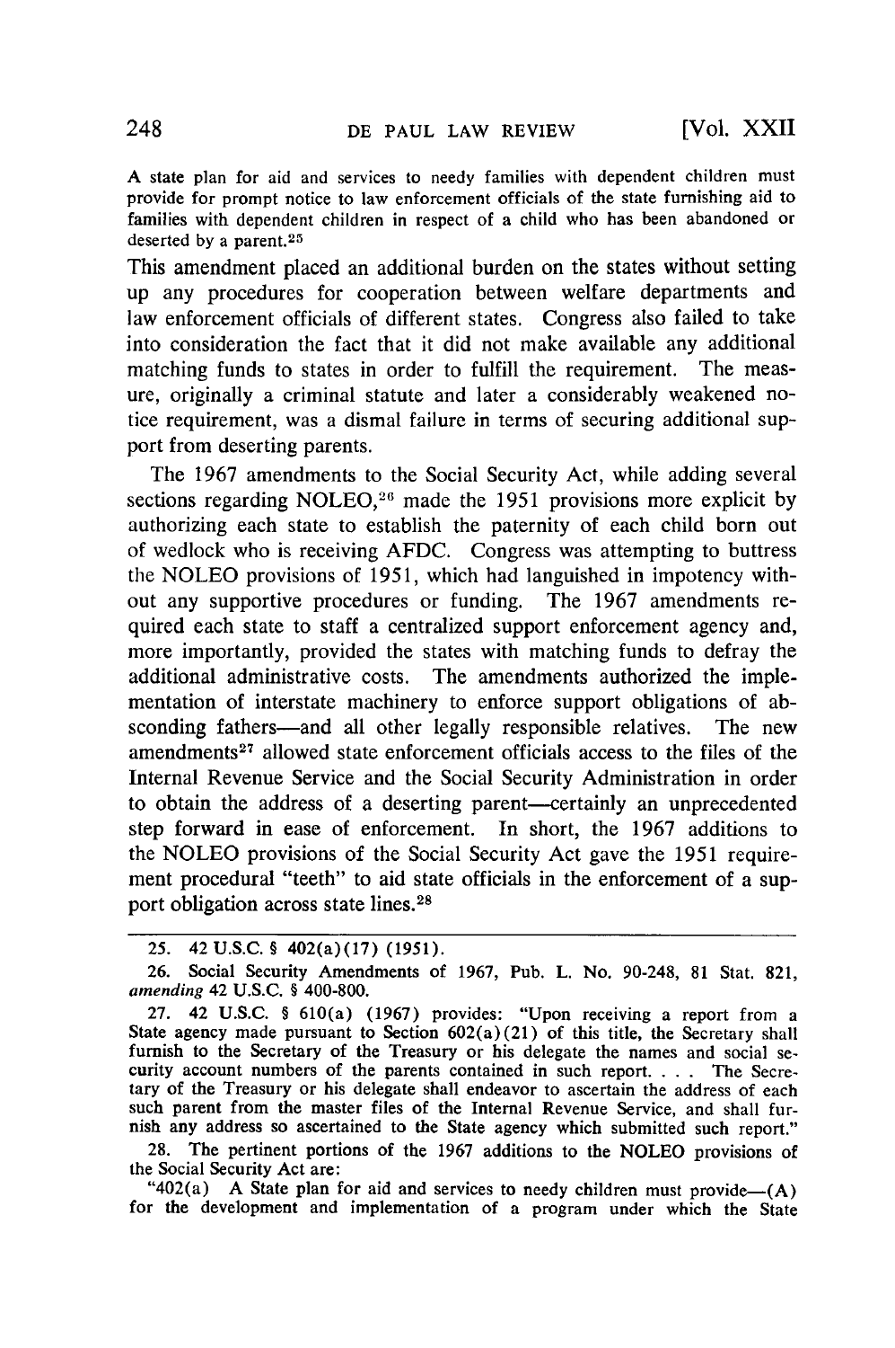A state plan for aid and services to needy families with dependent children must provide for prompt notice to law enforcement officials of the state furnishing aid to families with dependent children in respect of a child who has been abandoned or deserted by a parent.[25]

This amendment placed an additional burden on the states without setting up any procedures for cooperation between welfare departments and law enforcement officials of different states. Congress also failed to take into consideration the fact that it did not make available any additional matching funds to states in order to fulfill the requirement. The measure, originally a criminal statute and later a considerably weakened notice requirement, was a dismal failure in terms of securing additional support from deserting parents.

The 1967 amendments to the Social Security Act, while adding several sections regarding NOLEO,[26] made the 1951 provisions more explicit by authorizing each state to establish the paternity of each child born out of wedlock who is receiving AFDC. Congress was attempting to buttress the NOLEO provisions of 1951, which had languished in impotency without any supportive procedures or funding. The 1967 amendments required each state to staff a centralized support enforcement agency and, more importantly, provided the states with matching funds to defray the additional administrative costs. The amendments authorized the implementation of interstate machinery to enforce support obligations of absconding fathers—and all other legally responsible relatives. The new amendments[27] allowed state enforcement officials access to the files of the Internal Revenue Service and the Social Security Administration in order to obtain the address of a deserting parent—certainly an unprecedented step forward in ease of enforcement. In short, the 1967 additions to the NOLEO provisions of the Social Security Act gave the 1951 requirement procedural "teeth" to aid state officials in the enforcement of a support obligation across state lines.[28]

---

25. 42 U.S.C. § 402(a)(17) (1951).

26. Social Security Amendments of 1967, Pub. L. No. 90-248, 81 Stat. 821, *amending* 42 U.S.C. § 400-800.

27. 42 U.S.C. § 610(a) (1967) provides: "Upon receiving a report from a State agency made pursuant to Section 602(a)(21) of this title, the Secretary shall furnish to the Secretary of the Treasury or his delegate the names and social security account numbers of the parents contained in such report. . . . The Secretary of the Treasury or his delegate shall endeavor to ascertain the address of each such parent from the master files of the Internal Revenue Service, and shall furnish any address so ascertained to the State agency which submitted such report."

28. The pertinent portions of the 1967 additions to the NOLEO provisions of the Social Security Act are:

"402(a) A State plan for aid and services to needy children must provide—(A) for the development and implementation of a program under which the State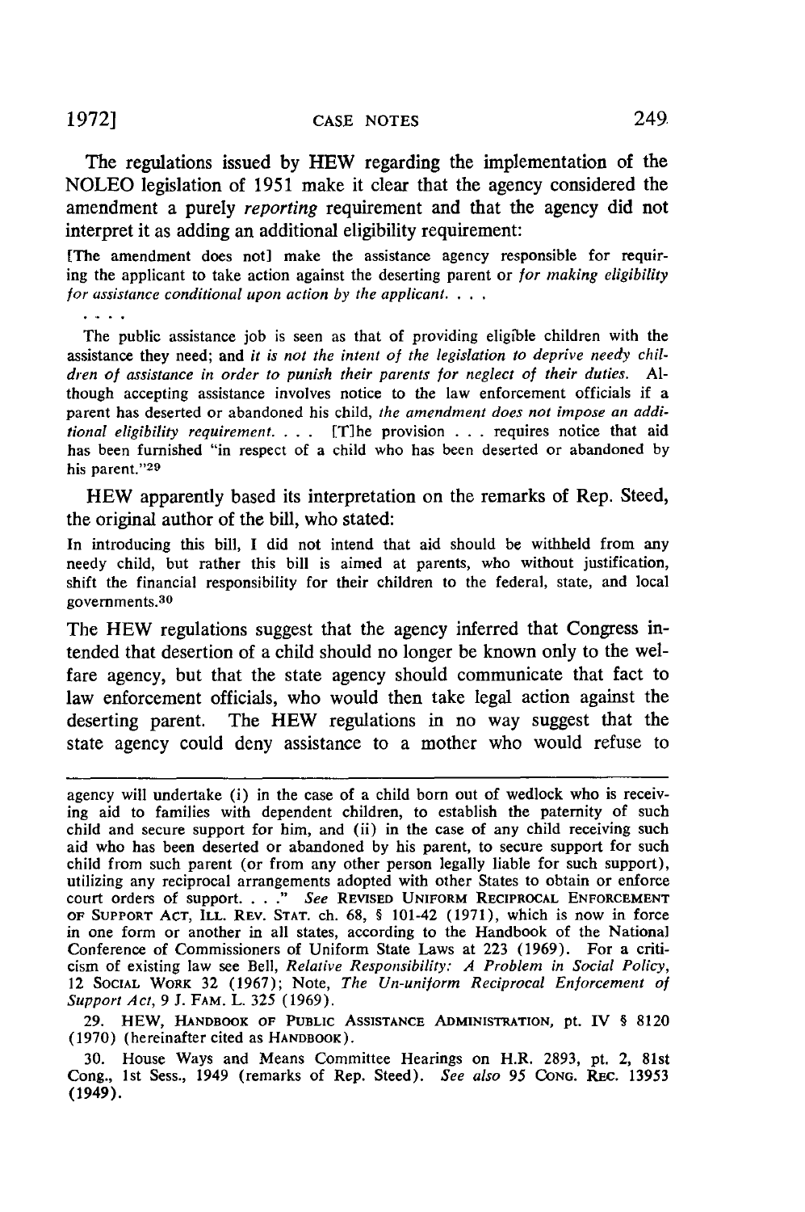The regulations issued by HEW regarding the implementation of the NOLEO legislation of 1951 make it clear that the agency considered the amendment a purely *reporting* requirement and that the agency did not interpret it as adding an additional eligibility requirement:

> [The amendment does not] make the assistance agency responsible for requiring the applicant to take action against the deserting parent or *for making eligibility for assistance conditional upon action by the applicant.* . . .
>
> . . . .
>
> The public assistance job is seen as that of providing eligible children with the assistance they need; and *it is not the intent of the legislation to deprive needy children of assistance in order to punish their parents for neglect of their duties.* Although accepting assistance involves notice to the law enforcement officials if a parent has deserted or abandoned his child, *the amendment does not impose an additional eligibility requirement.* . . . [T]he provision . . . requires notice that aid has been furnished "in respect of a child who has been deserted or abandoned by his parent."[29]

HEW apparently based its interpretation on the remarks of Rep. Steed, the original author of the bill, who stated:

> In introducing this bill, I did not intend that aid should be withheld from any needy child, but rather this bill is aimed at parents, who without justification, shift the financial responsibility for their children to the federal, state, and local governments.[30]

The HEW regulations suggest that the agency inferred that Congress intended that desertion of a child should no longer be known only to the welfare agency, but that the state agency should communicate that fact to law enforcement officials, who would then take legal action against the deserting parent. The HEW regulations in no way suggest that the state agency could deny assistance to a mother who would refuse to

---

agency will undertake (i) in the case of a child born out of wedlock who is receiving aid to families with dependent children, to establish the paternity of such child and secure support for him, and (ii) in the case of any child receiving such aid who has been deserted or abandoned by his parent, to secure support for such child from such parent (or from any other person legally liable for such support), utilizing any reciprocal arrangements adopted with other States to obtain or enforce court orders of support. . . ." *See* REVISED UNIFORM RECIPROCAL ENFORCEMENT OF SUPPORT ACT, ILL. REV. STAT. ch. 68, § 101-42 (1971), which is now in force in one form or another in all states, according to the Handbook of the National Conference of Commissioners of Uniform State Laws at 223 (1969). For a criticism of existing law see Bell, *Relative Responsibility: A Problem in Social Policy*, 12 SOCIAL WORK 32 (1967); Note, *The Un-uniform Reciprocal Enforcement of Support Act*, 9 J. FAM. L. 325 (1969).

29. HEW, HANDBOOK OF PUBLIC ASSISTANCE ADMINISTRATION, pt. IV § 8120 (1970) (hereinafter cited as HANDBOOK).

30. House Ways and Means Committee Hearings on H.R. 2893, pt. 2, 81st Cong., 1st Sess., 1949 (remarks of Rep. Steed). *See also* 95 CONG. REC. 13953 (1949).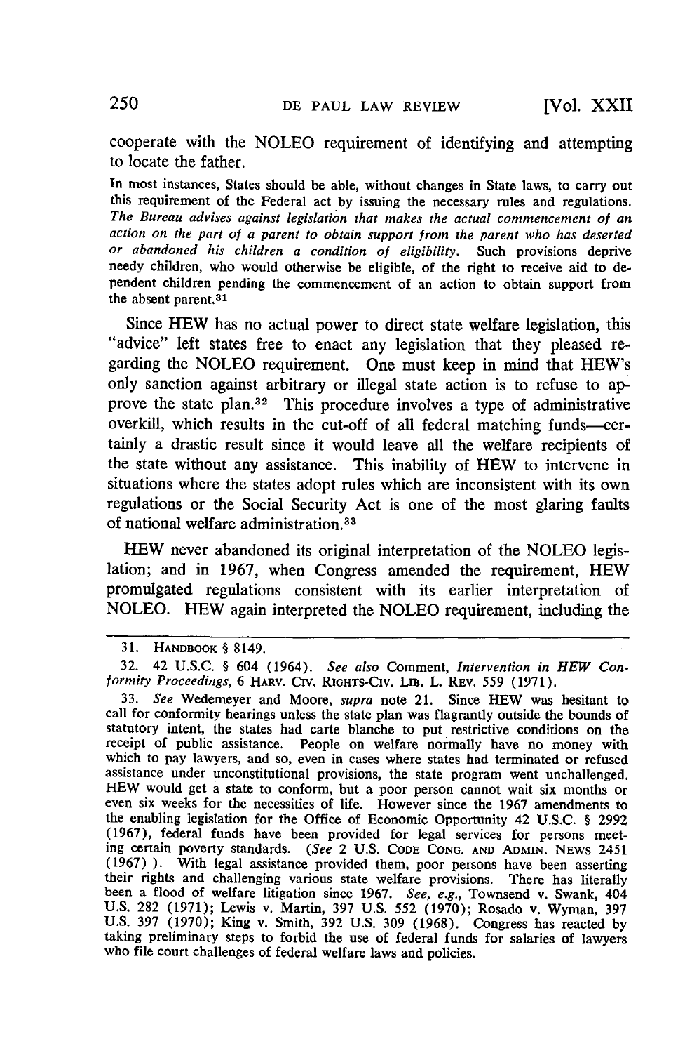cooperate with the NOLEO requirement of identifying and attempting to locate the father.

> In most instances, States should be able, without changes in State laws, to carry out this requirement of the Federal act by issuing the necessary rules and regulations. *The Bureau advises against legislation that makes the actual commencement of an action on the part of a parent to obtain support from the parent who has deserted or abandoned his children a condition of eligibility.* Such provisions deprive needy children, who would otherwise be eligible, of the right to receive aid to dependent children pending the commencement of an action to obtain support from the absent parent.[31]

Since HEW has no actual power to direct state welfare legislation, this "advice" left states free to enact any legislation that they pleased regarding the NOLEO requirement. One must keep in mind that HEW's only sanction against arbitrary or illegal state action is to refuse to approve the state plan.[32] This procedure involves a type of administrative overkill, which results in the cut-off of all federal matching funds—certainly a drastic result since it would leave all the welfare recipients of the state without any assistance. This inability of HEW to intervene in situations where the states adopt rules which are inconsistent with its own regulations or the Social Security Act is one of the most glaring faults of national welfare administration.[33]

HEW never abandoned its original interpretation of the NOLEO legislation; and in 1967, when Congress amended the requirement, HEW promulgated regulations consistent with its earlier interpretation of NOLEO. HEW again interpreted the NOLEO requirement, including the

---

31. HANDBOOK § 8149.

32. 42 U.S.C. § 604 (1964). *See also* Comment, *Intervention in HEW Conformity Proceedings*, 6 HARV. CIV. RIGHTS-CIV. LIB. L. REV. 559 (1971).

33. *See* Wedemeyer and Moore, *supra* note 21. Since HEW was hesitant to call for conformity hearings unless the state plan was flagrantly outside the bounds of statutory intent, the states had carte blanche to put restrictive conditions on the receipt of public assistance. People on welfare normally have no money with which to pay lawyers, and so, even in cases where states had terminated or refused assistance under unconstitutional provisions, the state program went unchallenged. HEW would get a state to conform, but a poor person cannot wait six months or even six weeks for the necessities of life. However since the 1967 amendments to the enabling legislation for the Office of Economic Opportunity 42 U.S.C. § 2992 (1967), federal funds have been provided for legal services for persons meeting certain poverty standards. (*See* 2 U.S. CODE CONG. AND ADMIN. NEWS 2451 (1967) ). With legal assistance provided them, poor persons have been asserting their rights and challenging various state welfare provisions. There has literally been a flood of welfare litigation since 1967. *See, e.g.*, Townsend v. Swank, 404 U.S. 282 (1971); Lewis v. Martin, 397 U.S. 552 (1970); Rosado v. Wyman, 397 U.S. 397 (1970); King v. Smith, 392 U.S. 309 (1968). Congress has reacted by taking preliminary steps to forbid the use of federal funds for salaries of lawyers who file court challenges of federal welfare laws and policies.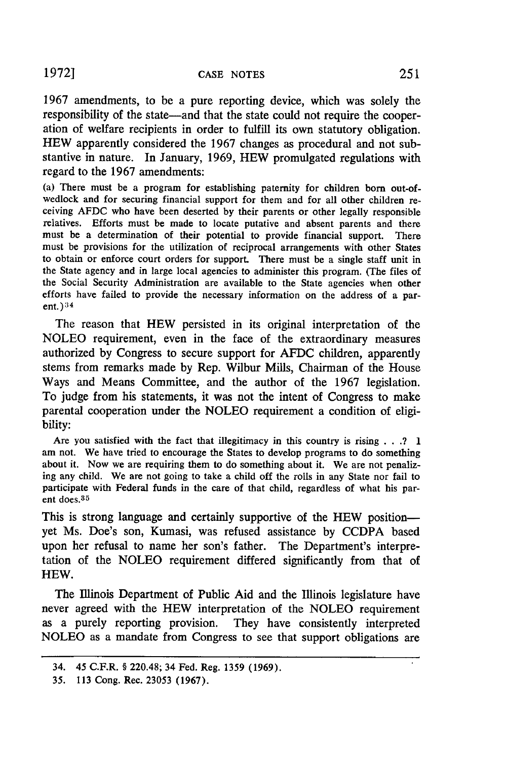1967 amendments, to be a pure reporting device, which was solely the responsibility of the state—and that the state could not require the cooperation of welfare recipients in order to fulfill its own statutory obligation. HEW apparently considered the 1967 changes as procedural and not substantive in nature. In January, 1969, HEW promulgated regulations with regard to the 1967 amendments:

> (a) There must be a program for establishing paternity for children born out-of-wedlock and for securing financial support for them and for all other children receiving AFDC who have been deserted by their parents or other legally responsible relatives. Efforts must be made to locate putative and absent parents and there must be a determination of their potential to provide financial support. There must be provisions for the utilization of reciprocal arrangements with other States to obtain or enforce court orders for support. There must be a single staff unit in the State agency and in large local agencies to administer this program. (The files of the Social Security Administration are available to the State agencies when other efforts have failed to provide the necessary information on the address of a parent.)[34]

The reason that HEW persisted in its original interpretation of the NOLEO requirement, even in the face of the extraordinary measures authorized by Congress to secure support for AFDC children, apparently stems from remarks made by Rep. Wilbur Mills, Chairman of the House Ways and Means Committee, and the author of the 1967 legislation. To judge from his statements, it was not the intent of Congress to make parental cooperation under the NOLEO requirement a condition of eligibility:

> Are you satisfied with the fact that illegitimacy in this country is rising . . .? I am not. We have tried to encourage the States to develop programs to do something about it. Now we are requiring them to do something about it. We are not penalizing any child. We are not going to take a child off the rolls in any State nor fail to participate with Federal funds in the care of that child, regardless of what his parent does.[35]

This is strong language and certainly supportive of the HEW position—yet Ms. Doe's son, Kumasi, was refused assistance by CCDPA based upon her refusal to name her son's father. The Department's interpretation of the NOLEO requirement differed significantly from that of HEW.

The Illinois Department of Public Aid and the Illinois legislature have never agreed with the HEW interpretation of the NOLEO requirement as a purely reporting provision. They have consistently interpreted NOLEO as a mandate from Congress to see that support obligations are

---

34. 45 C.F.R. § 220.48; 34 Fed. Reg. 1359 (1969).

35. 113 Cong. Rec. 23053 (1967).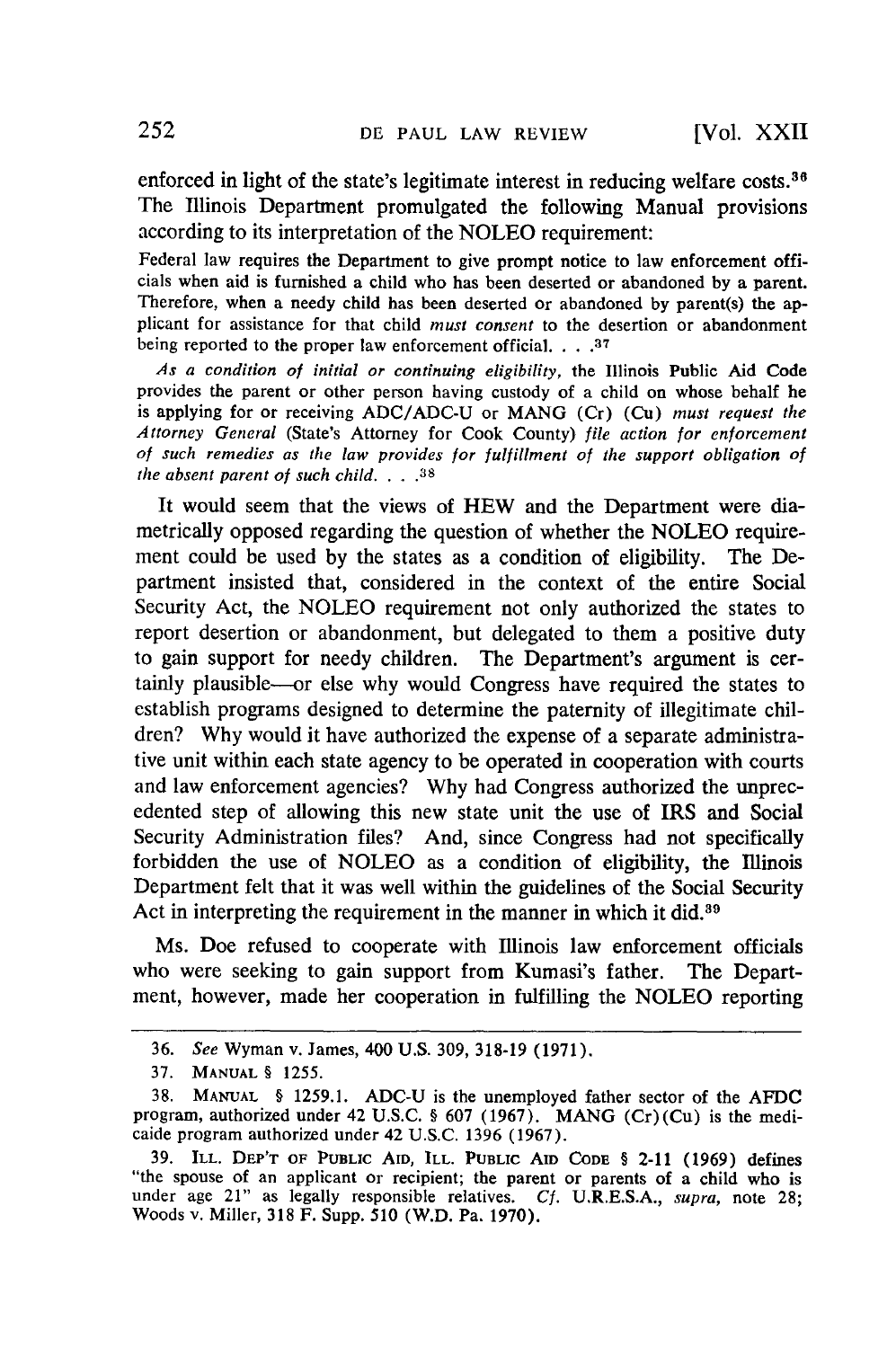enforced in light of the state's legitimate interest in reducing welfare costs.[36] The Illinois Department promulgated the following Manual provisions according to its interpretation of the NOLEO requirement:

> Federal law requires the Department to give prompt notice to law enforcement officials when aid is furnished a child who has been deserted or abandoned by a parent. Therefore, when a needy child has been deserted or abandoned by parent(s) the applicant for assistance for that child *must consent* to the desertion or abandonment being reported to the proper law enforcement official. . . .[37]
>
> *As a condition of initial or continuing eligibility,* the Illinois Public Aid Code provides the parent or other person having custody of a child on whose behalf he is applying for or receiving ADC/ADC-U or MANG (Cr) (Cu) *must request the Attorney General* (State's Attorney for Cook County) *file action for enforcement of such remedies as the law provides for fulfillment of the support obligation of the absent parent of such child. . . .*[38]

It would seem that the views of HEW and the Department were diametrically opposed regarding the question of whether the NOLEO requirement could be used by the states as a condition of eligibility. The Department insisted that, considered in the context of the entire Social Security Act, the NOLEO requirement not only authorized the states to report desertion or abandonment, but delegated to them a positive duty to gain support for needy children. The Department's argument is certainly plausible—or else why would Congress have required the states to establish programs designed to determine the paternity of illegitimate children? Why would it have authorized the expense of a separate administrative unit within each state agency to be operated in cooperation with courts and law enforcement agencies? Why had Congress authorized the unprecedented step of allowing this new state unit the use of IRS and Social Security Administration files? And, since Congress had not specifically forbidden the use of NOLEO as a condition of eligibility, the Illinois Department felt that it was well within the guidelines of the Social Security Act in interpreting the requirement in the manner in which it did.[39]

Ms. Doe refused to cooperate with Illinois law enforcement officials who were seeking to gain support from Kumasi's father. The Department, however, made her cooperation in fulfilling the NOLEO reporting

---

36. *See* Wyman v. James, 400 U.S. 309, 318-19 (1971).

37. MANUAL § 1255.

38. MANUAL § 1259.1. ADC-U is the unemployed father sector of the AFDC program, authorized under 42 U.S.C. § 607 (1967). MANG (Cr)(Cu) is the medicaide program authorized under 42 U.S.C. 1396 (1967).

39. ILL. DEP'T OF PUBLIC AID, ILL. PUBLIC AID CODE § 2-11 (1969) defines "the spouse of an applicant or recipient; the parent or parents of a child who is under age 21" as legally responsible relatives. *Cf.* U.R.E.S.A., *supra,* note 28; Woods v. Miller, 318 F. Supp. 510 (W.D. Pa. 1970).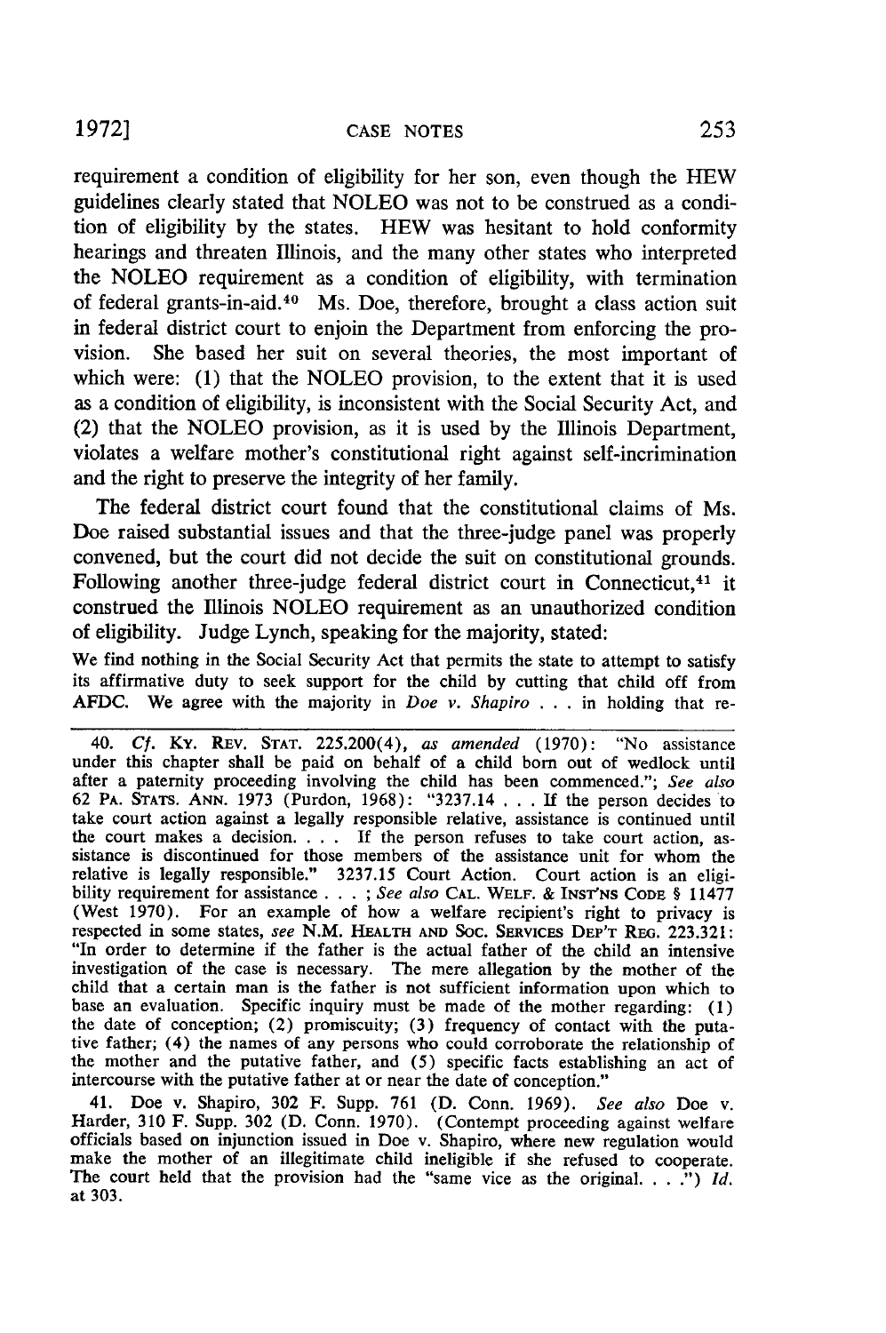requirement a condition of eligibility for her son, even though the HEW guidelines clearly stated that NOLEO was not to be construed as a condition of eligibility by the states. HEW was hesitant to hold conformity hearings and threaten Illinois, and the many other states who interpreted the NOLEO requirement as a condition of eligibility, with termination of federal grants-in-aid.[40] Ms. Doe, therefore, brought a class action suit in federal district court to enjoin the Department from enforcing the provision. She based her suit on several theories, the most important of which were: (1) that the NOLEO provision, to the extent that it is used as a condition of eligibility, is inconsistent with the Social Security Act, and (2) that the NOLEO provision, as it is used by the Illinois Department, violates a welfare mother's constitutional right against self-incrimination and the right to preserve the integrity of her family.

The federal district court found that the constitutional claims of Ms. Doe raised substantial issues and that the three-judge panel was properly convened, but the court did not decide the suit on constitutional grounds. Following another three-judge federal district court in Connecticut,[41] it construed the Illinois NOLEO requirement as an unauthorized condition of eligibility. Judge Lynch, speaking for the majority, stated:

> We find nothing in the Social Security Act that permits the state to attempt to satisfy its affirmative duty to seek support for the child by cutting that child off from AFDC. We agree with the majority in *Doe v. Shapiro* . . . in holding that re-

---

40. *Cf.* KY. REV. STAT. 225.200(4), *as amended* (1970): "No assistance under this chapter shall be paid on behalf of a child born out of wedlock until after a paternity proceeding involving the child has been commenced."; *See also* 62 PA. STATS. ANN. 1973 (Purdon, 1968): "3237.14 . . . If the person decides to take court action against a legally responsible relative, assistance is continued until the court makes a decision. . . . If the person refuses to take court action, assistance is discontinued for those members of the assistance unit for whom the relative is legally responsible." 3237.15 Court Action. Court action is an eligibility requirement for assistance . . . ; *See also* CAL. WELF. & INST'NS CODE § 11477 (West 1970). For an example of how a welfare recipient's right to privacy is respected in some states, *see* N.M. HEALTH AND SOC. SERVICES DEP'T REG. 223.321: "In order to determine if the father is the actual father of the child an intensive investigation of the case is necessary. The mere allegation by the mother of the child that a certain man is the father is not sufficient information upon which to base an evaluation. Specific inquiry must be made of the mother regarding: (1) the date of conception; (2) promiscuity; (3) frequency of contact with the putative father; (4) the names of any persons who could corroborate the relationship of the mother and the putative father, and (5) specific facts establishing an act of intercourse with the putative father at or near the date of conception."

41. Doe v. Shapiro, 302 F. Supp. 761 (D. Conn. 1969). *See also* Doe v. Harder, 310 F. Supp. 302 (D. Conn. 1970). (Contempt proceeding against welfare officials based on injunction issued in Doe v. Shapiro, where new regulation would make the mother of an illegitimate child ineligible if she refused to cooperate. The court held that the provision had the "same vice as the original. . . .") *Id.* at 303.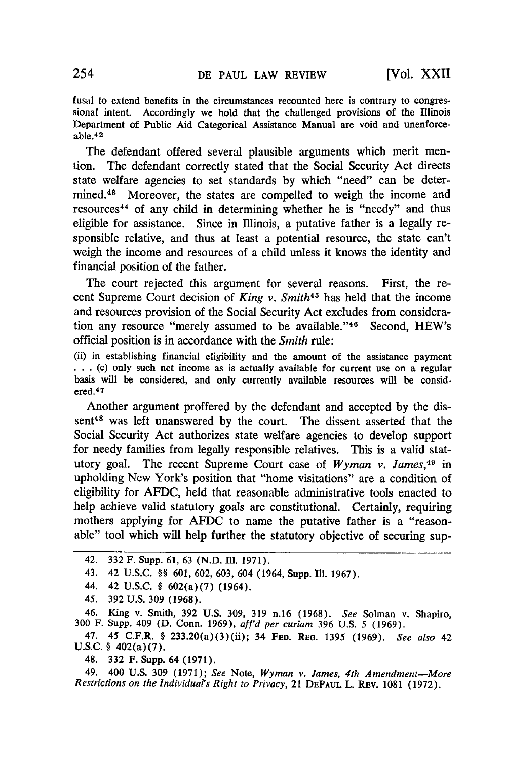fusal to extend benefits in the circumstances recounted here is contrary to congressional intent. Accordingly we hold that the challenged provisions of the Illinois Department of Public Aid Categorical Assistance Manual are void and unenforceable.[42]

The defendant offered several plausible arguments which merit mention. The defendant correctly stated that the Social Security Act directs state welfare agencies to set standards by which "need" can be determined.[43] Moreover, the states are compelled to weigh the income and resources[44] of any child in determining whether he is "needy" and thus eligible for assistance. Since in Illinois, a putative father is a legally responsible relative, and thus at least a potential resource, the state can't weigh the income and resources of a child unless it knows the identity and financial position of the father.

The court rejected this argument for several reasons. First, the recent Supreme Court decision of *King v. Smith*[45] has held that the income and resources provision of the Social Security Act excludes from consideration any resource "merely assumed to be available."[46] Second, HEW's official position is in accordance with the *Smith* rule:

(ii) in establishing financial eligibility and the amount of the assistance payment . . . (c) only such net income as is actually available for current use on a regular basis will be considered, and only currently available resources will be considered.[47]

Another argument proffered by the defendant and accepted by the dissent[48] was left unanswered by the court. The dissent asserted that the Social Security Act authorizes state welfare agencies to develop support for needy families from legally responsible relatives. This is a valid statutory goal. The recent Supreme Court case of *Wyman v. James*,[49] in upholding New York's position that "home visitations" are a condition of eligibility for AFDC, held that reasonable administrative tools enacted to help achieve valid statutory goals are constitutional. Certainly, requiring mothers applying for AFDC to name the putative father is a "reasonable" tool which will help further the statutory objective of securing sup-

---

42. 332 F. Supp. 61, 63 (N.D. Ill. 1971).

43. 42 U.S.C. §§ 601, 602, 603, 604 (1964, Supp. III. 1967).

44. 42 U.S.C. § 602(a)(7) (1964).

45. 392 U.S. 309 (1968).

46. King v. Smith, 392 U.S. 309, 319 n.16 (1968). *See* Solman v. Shapiro, 300 F. Supp. 409 (D. Conn. 1969), *aff'd per curiam* 396 U.S. 5 (1969).

47. 45 C.F.R. § 233.20(a)(3)(ii); 34 FED. REG. 1395 (1969). *See also* 42 U.S.C. § 402(a)(7).

48. 332 F. Supp. 64 (1971).

49. 400 U.S. 309 (1971); *See* Note, *Wyman v. James, 4th Amendment—More Restrictions on the Individual's Right to Privacy*, 21 DEPAUL L. REV. 1081 (1972).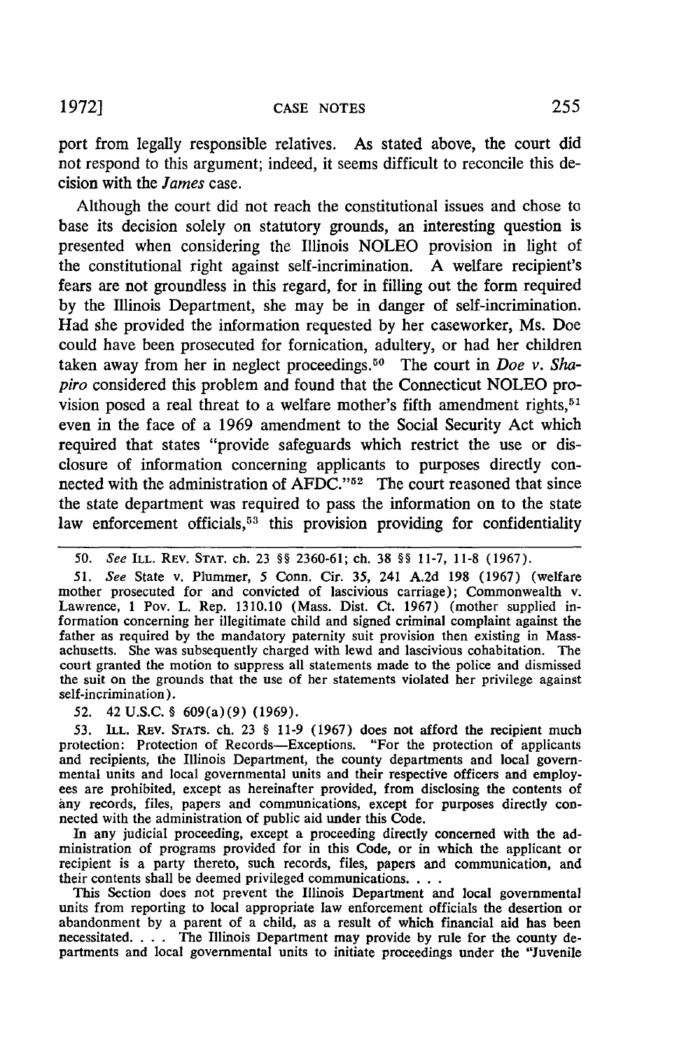port from legally responsible relatives. As stated above, the court did not respond to this argument; indeed, it seems difficult to reconcile this decision with the *James* case.

Although the court did not reach the constitutional issues and chose to base its decision solely on statutory grounds, an interesting question is presented when considering the Illinois NOLEO provision in light of the constitutional right against self-incrimination. A welfare recipient's fears are not groundless in this regard, for in filling out the form required by the Illinois Department, she may be in danger of self-incrimination. Had she provided the information requested by her caseworker, Ms. Doe could have been prosecuted for fornication, adultery, or had her children taken away from her in neglect proceedings.[50] The court in *Doe v. Shapiro* considered this problem and found that the Connecticut NOLEO provision posed a real threat to a welfare mother's fifth amendment rights,[51] even in the face of a 1969 amendment to the Social Security Act which required that states "provide safeguards which restrict the use or disclosure of information concerning applicants to purposes directly connected with the administration of AFDC."[52] The court reasoned that since the state department was required to pass the information on to the state law enforcement officials,[53] this provision providing for confidentiality

---

50. *See* ILL. REV. STAT. ch. 23 §§ 2360-61; ch. 38 §§ 11-7, 11-8 (1967).

51. *See* State v. Plummer, 5 Conn. Cir. 35, 241 A.2d 198 (1967) (welfare mother prosecuted for and convicted of lascivious carriage); Commonwealth v. Lawrence, 1 Pov. L. Rep. 1310.10 (Mass. Dist. Ct. 1967) (mother supplied information concerning her illegitimate child and signed criminal complaint against the father as required by the mandatory paternity suit provision then existing in Massachusetts. She was subsequently charged with lewd and lascivious cohabitation. The court granted the motion to suppress all statements made to the police and dismissed the suit on the grounds that the use of her statements violated her privilege against self-incrimination).

52. 42 U.S.C. § 609(a)(9) (1969).

53. ILL. REV. STATS. ch. 23 § 11-9 (1967) does not afford the recipient much protection: Protection of Records—Exceptions. "For the protection of applicants and recipients, the Illinois Department, the county departments and local governmental units and local governmental units and their respective officers and employees are prohibited, except as hereinafter provided, from disclosing the contents of any records, files, papers and communications, except for purposes directly connected with the administration of public aid under this Code.

In any judicial proceeding, except a proceeding directly concerned with the administration of programs provided for in this Code, or in which the applicant or recipient is a party thereto, such records, files, papers and communication, and their contents shall be deemed privileged communications. . . .

This Section does not prevent the Illinois Department and local governmental units from reporting to local appropriate law enforcement officials the desertion or abandonment by a parent of a child, as a result of which financial aid has been necessitated. . . . The Illinois Department may provide by rule for the county departments and local governmental units to initiate proceedings under the "Juvenile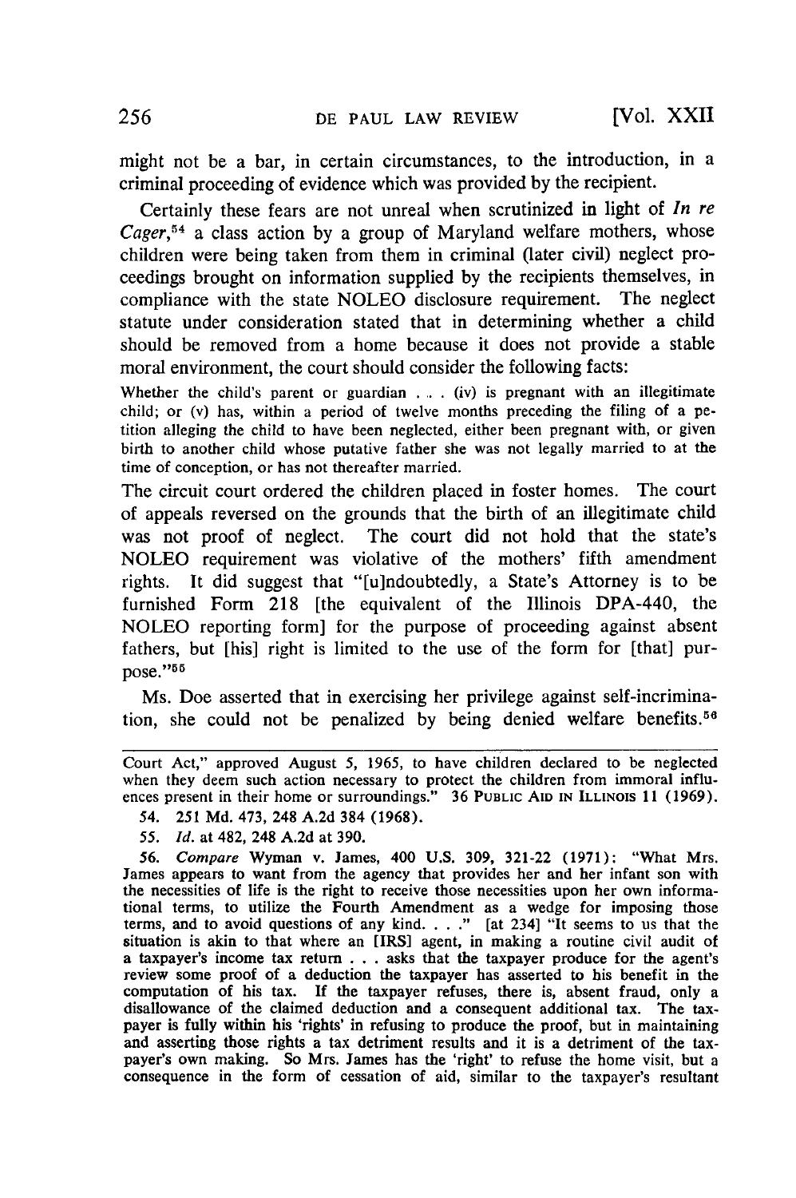might not be a bar, in certain circumstances, to the introduction, in a criminal proceeding of evidence which was provided by the recipient.

Certainly these fears are not unreal when scrutinized in light of *In re Cager*,[54] a class action by a group of Maryland welfare mothers, whose children were being taken from them in criminal (later civil) neglect proceedings brought on information supplied by the recipients themselves, in compliance with the state NOLEO disclosure requirement. The neglect statute under consideration stated that in determining whether a child should be removed from a home because it does not provide a stable moral environment, the court should consider the following facts:

> Whether the child's parent or guardian . . . (iv) is pregnant with an illegitimate child; or (v) has, within a period of twelve months preceding the filing of a petition alleging the child to have been neglected, either been pregnant with, or given birth to another child whose putative father she was not legally married to at the time of conception, or has not thereafter married.

The circuit court ordered the children placed in foster homes. The court of appeals reversed on the grounds that the birth of an illegitimate child was not proof of neglect. The court did not hold that the state's NOLEO requirement was violative of the mothers' fifth amendment rights. It did suggest that "[u]ndoubtedly, a State's Attorney is to be furnished Form 218 [the equivalent of the Illinois DPA-440, the NOLEO reporting form] for the purpose of proceeding against absent fathers, but [his] right is limited to the use of the form for [that] purpose."[55]

Ms. Doe asserted that in exercising her privilege against self-incrimination, she could not be penalized by being denied welfare benefits.[56]

---

Court Act," approved August 5, 1965, to have children declared to be neglected when they deem such action necessary to protect the children from immoral influences present in their home or surroundings." 36 PUBLIC AID IN ILLINOIS 11 (1969).

54. 251 Md. 473, 248 A.2d 384 (1968).

55. *Id.* at 482, 248 A.2d at 390.

56. *Compare* Wyman v. James, 400 U.S. 309, 321-22 (1971): "What Mrs. James appears to want from the agency that provides her and her infant son with the necessities of life is the right to receive those necessities upon her own informational terms, to utilize the Fourth Amendment as a wedge for imposing those terms, and to avoid questions of any kind. . . ." [at 234] "It seems to us that the situation is akin to that where an [IRS] agent, in making a routine civil audit of a taxpayer's income tax return . . . asks that the taxpayer produce for the agent's review some proof of a deduction the taxpayer has asserted to his benefit in the computation of his tax. If the taxpayer refuses, there is, absent fraud, only a disallowance of the claimed deduction and a consequent additional tax. The taxpayer is fully within his 'rights' in refusing to produce the proof, but in maintaining and asserting those rights a tax detriment results and it is a detriment of the taxpayer's own making. So Mrs. James has the 'right' to refuse the home visit, but a consequence in the form of cessation of aid, similar to the taxpayer's resultant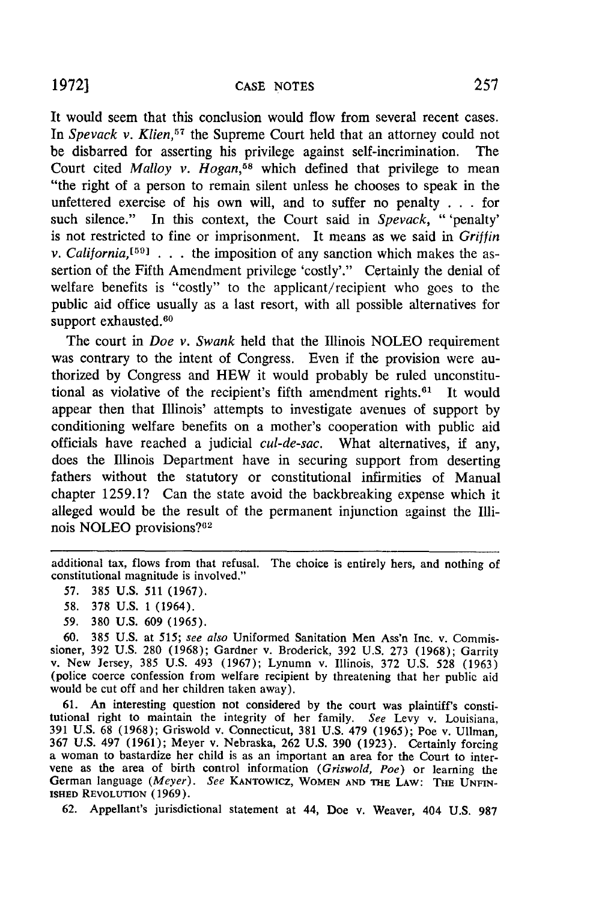It would seem that this conclusion would flow from several recent cases. In *Spevack v. Klien*,[57] the Supreme Court held that an attorney could not be disbarred for asserting his privilege against self-incrimination. The Court cited *Malloy v. Hogan*,[58] which defined that privilege to mean "the right of a person to remain silent unless he chooses to speak in the unfettered exercise of his own will, and to suffer no penalty . . . for such silence." In this context, the Court said in *Spevack*, "'penalty' is not restricted to fine or imprisonment. It means as we said in *Griffin v. California*,[59] . . . the imposition of any sanction which makes the assertion of the Fifth Amendment privilege 'costly'." Certainly the denial of welfare benefits is "costly" to the applicant/recipient who goes to the public aid office usually as a last resort, with all possible alternatives for support exhausted.[60]

The court in *Doe v. Swank* held that the Illinois NOLEO requirement was contrary to the intent of Congress. Even if the provision were authorized by Congress and HEW it would probably be ruled unconstitutional as violative of the recipient's fifth amendment rights.[61] It would appear then that Illinois' attempts to investigate avenues of support by conditioning welfare benefits on a mother's cooperation with public aid officials have reached a judicial *cul-de-sac*. What alternatives, if any, does the Illinois Department have in securing support from deserting fathers without the statutory or constitutional infirmities of Manual chapter 1259.1? Can the state avoid the backbreaking expense which it alleged would be the result of the permanent injunction against the Illinois NOLEO provisions?[62]

---

additional tax, flows from that refusal. The choice is entirely hers, and nothing of constitutional magnitude is involved."

57. 385 U.S. 511 (1967).

58. 378 U.S. 1 (1964).

59. 380 U.S. 609 (1965).

60. 385 U.S. at 515; *see also* Uniformed Sanitation Men Ass'n Inc. v. Commissioner, 392 U.S. 280 (1968); Gardner v. Broderick, 392 U.S. 273 (1968); Garrity v. New Jersey, 385 U.S. 493 (1967); Lynumn v. Illinois, 372 U.S. 528 (1963) (police coerce confession from welfare recipient by threatening that her public aid would be cut off and her children taken away).

61. An interesting question not considered by the court was plaintiff's constitutional right to maintain the integrity of her family. *See* Levy v. Louisiana, 391 U.S. 68 (1968); Griswold v. Connecticut, 381 U.S. 479 (1965); Poe v. Ullman, 367 U.S. 497 (1961); Meyer v. Nebraska, 262 U.S. 390 (1923). Certainly forcing a woman to bastardize her child is as an important an area for the Court to intervene as the area of birth control information (*Griswold, Poe*) or learning the German language (*Meyer*). *See* KANTOWICZ, WOMEN AND THE LAW: THE UNFINISHED REVOLUTION (1969).

62. Appellant's jurisdictional statement at 44, Doe v. Weaver, 404 U.S. 987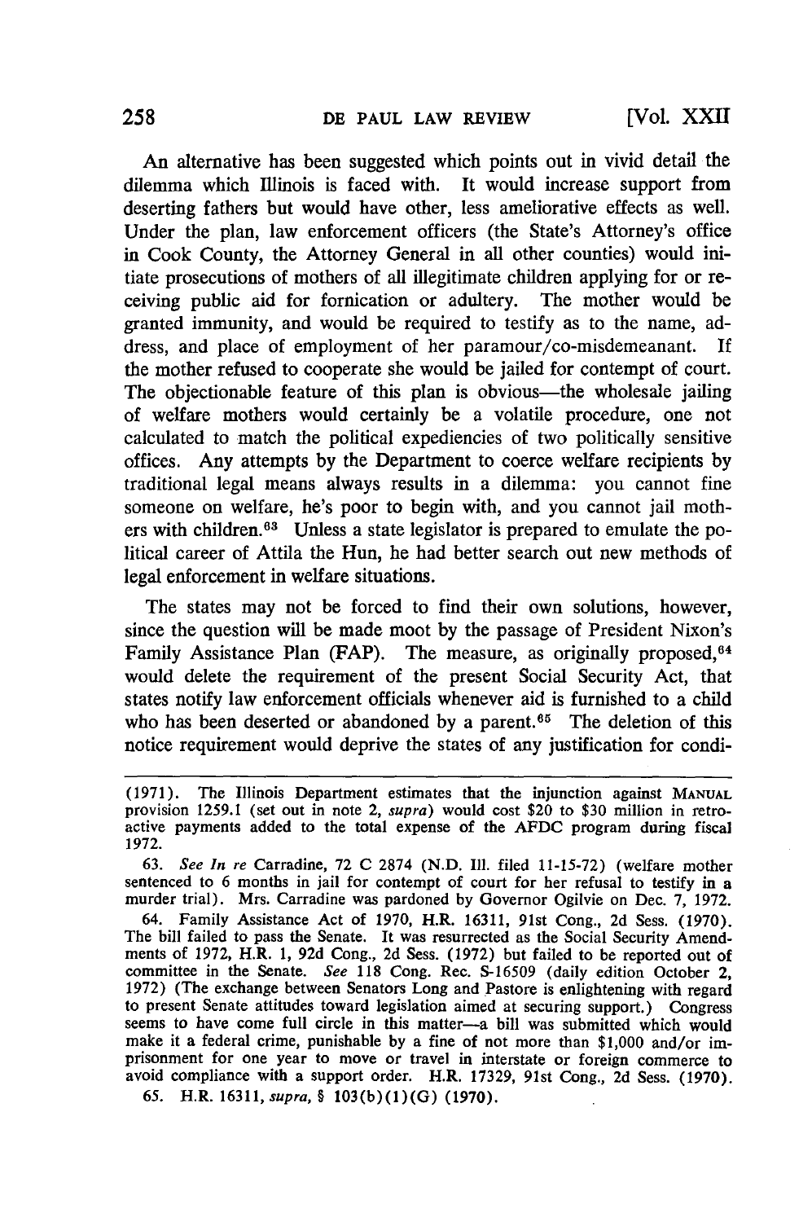An alternative has been suggested which points out in vivid detail the dilemma which Illinois is faced with. It would increase support from deserting fathers but would have other, less ameliorative effects as well. Under the plan, law enforcement officers (the State's Attorney's office in Cook County, the Attorney General in all other counties) would initiate prosecutions of mothers of all illegitimate children applying for or receiving public aid for fornication or adultery. The mother would be granted immunity, and would be required to testify as to the name, address, and place of employment of her paramour/co-misdemeanant. If the mother refused to cooperate she would be jailed for contempt of court. The objectionable feature of this plan is obvious—the wholesale jailing of welfare mothers would certainly be a volatile procedure, one not calculated to match the political expediencies of two politically sensitive offices. Any attempts by the Department to coerce welfare recipients by traditional legal means always results in a dilemma: you cannot fine someone on welfare, he's poor to begin with, and you cannot jail mothers with children.[63] Unless a state legislator is prepared to emulate the political career of Attila the Hun, he had better search out new methods of legal enforcement in welfare situations.

The states may not be forced to find their own solutions, however, since the question will be made moot by the passage of President Nixon's Family Assistance Plan (FAP). The measure, as originally proposed,[64] would delete the requirement of the present Social Security Act, that states notify law enforcement officials whenever aid is furnished to a child who has been deserted or abandoned by a parent.[65] The deletion of this notice requirement would deprive the states of any justification for condi-

---

(1971). The Illinois Department estimates that the injunction against MANUAL provision 1259.1 (set out in note 2, *supra*) would cost $20 to $30 million in retroactive payments added to the total expense of the AFDC program during fiscal 1972.

63. *See In re* Carradine, 72 C 2874 (N.D. Ill. filed 11-15-72) (welfare mother sentenced to 6 months in jail for contempt of court for her refusal to testify in a murder trial). Mrs. Carradine was pardoned by Governor Ogilvie on Dec. 7, 1972.

64. Family Assistance Act of 1970, H.R. 16311, 91st Cong., 2d Sess. (1970). The bill failed to pass the Senate. It was resurrected as the Social Security Amendments of 1972, H.R. 1, 92d Cong., 2d Sess. (1972) but failed to be reported out of committee in the Senate. *See* 118 Cong. Rec. S-16509 (daily edition October 2, 1972) (The exchange between Senators Long and Pastore is enlightening with regard to present Senate attitudes toward legislation aimed at securing support.) Congress seems to have come full circle in this matter—a bill was submitted which would make it a federal crime, punishable by a fine of not more than $1,000 and/or imprisonment for one year to move or travel in interstate or foreign commerce to avoid compliance with a support order. H.R. 17329, 91st Cong., 2d Sess. (1970).

65. H.R. 16311, *supra*, § 103(b)(1)(G) (1970).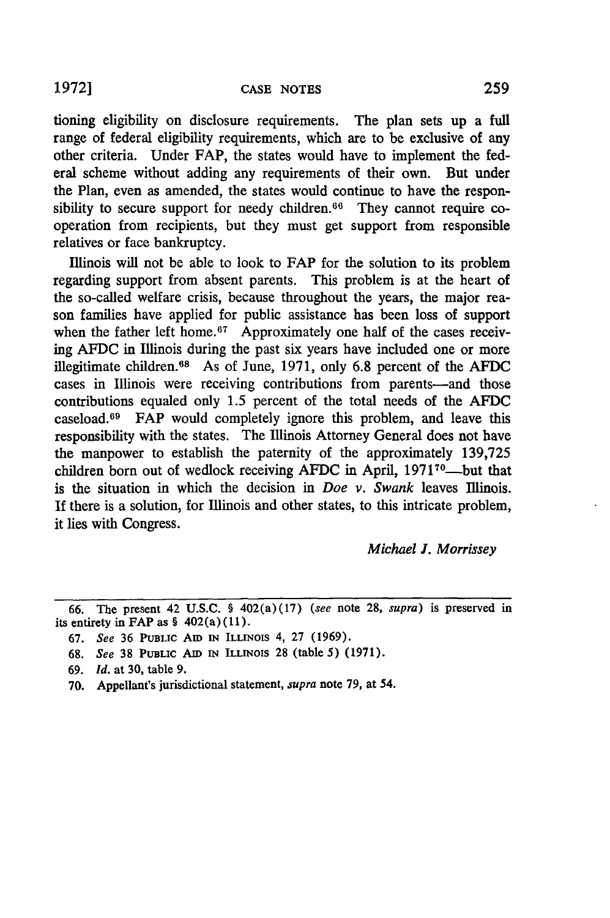tioning eligibility on disclosure requirements. The plan sets up a full range of federal eligibility requirements, which are to be exclusive of any other criteria. Under FAP, the states would have to implement the federal scheme without adding any requirements of their own. But under the Plan, even as amended, the states would continue to have the responsibility to secure support for needy children.[66] They cannot require cooperation from recipients, but they must get support from responsible relatives or face bankruptcy.

Illinois will not be able to look to FAP for the solution to its problem regarding support from absent parents. This problem is at the heart of the so-called welfare crisis, because throughout the years, the major reason families have applied for public assistance has been loss of support when the father left home.[67] Approximately one half of the cases receiving AFDC in Illinois during the past six years have included one or more illegitimate children.[68] As of June, 1971, only 6.8 percent of the AFDC cases in Illinois were receiving contributions from parents—and those contributions equaled only 1.5 percent of the total needs of the AFDC caseload.[69] FAP would completely ignore this problem, and leave this responsibility with the states. The Illinois Attorney General does not have the manpower to establish the paternity of the approximately 139,725 children born out of wedlock receiving AFDC in April, 1971[70]—but that is the situation in which the decision in *Doe v. Swank* leaves Illinois. If there is a solution, for Illinois and other states, to this intricate problem, it lies with Congress.

*Michael J. Morrissey*

---

66. The present 42 U.S.C. § 402(a)(17) (*see* note 28, *supra*) is preserved in its entirety in FAP as § 402(a)(11).

67. *See* 36 PUBLIC AID IN ILLINOIS 4, 27 (1969).

68. *See* 38 PUBLIC AID IN ILLINOIS 28 (table 5) (1971).

69. *Id.* at 30, table 9.

70. Appellant's jurisdictional statement, *supra* note 79, at 54.